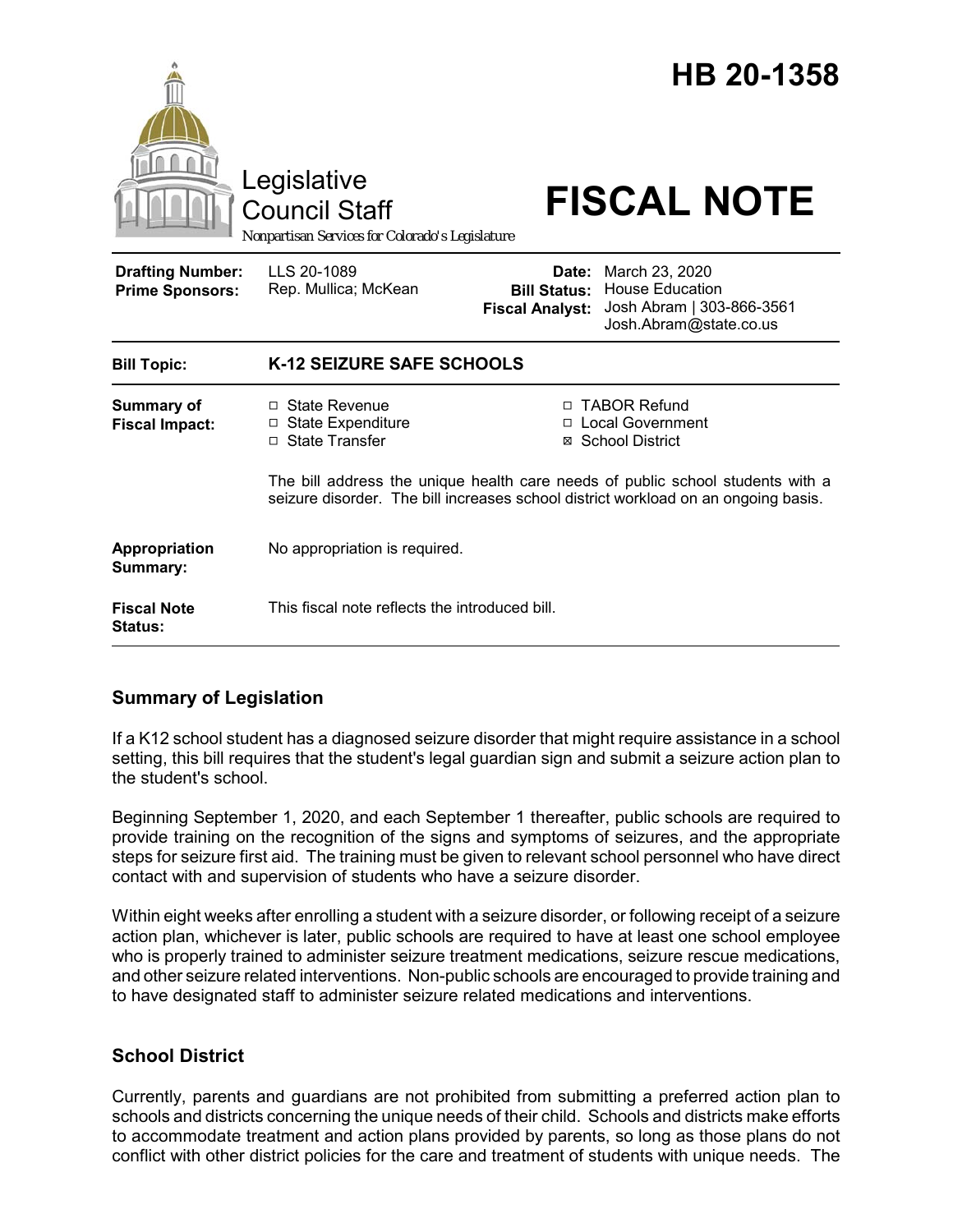# HB 20-1358

Legislative Council Staff

*Nonpartisan Services for Colorado's Legislature*

# FISCAL NOTE

| | | | |
|---|---|---|---|
| **Drafting Number:** | LLS 20-1089 | **Date:** | March 23, 2020 |
| **Prime Sponsors:** | Rep. Mullica; McKean | **Bill Status:** | House Education |
| | | **Fiscal Analyst:** | Josh Abram \| 303-866-3561 Josh.Abram@state.co.us |

| | |
|---|---|
| **Bill Topic:** | **K-12 SEIZURE SAFE SCHOOLS** |
| **Summary of Fiscal Impact:** | ☐ State Revenue ☐ State Expenditure ☐ State Transfer ☐ TABOR Refund ☐ Local Government ☒ School District<br><br>The bill address the unique health care needs of public school students with a seizure disorder. The bill increases school district workload on an ongoing basis. |
| **Appropriation Summary:** | No appropriation is required. |
| **Fiscal Note Status:** | This fiscal note reflects the introduced bill. |

## Summary of Legislation

If a K12 school student has a diagnosed seizure disorder that might require assistance in a school setting, this bill requires that the student's legal guardian sign and submit a seizure action plan to the student's school.

Beginning September 1, 2020, and each September 1 thereafter, public schools are required to provide training on the recognition of the signs and symptoms of seizures, and the appropriate steps for seizure first aid. The training must be given to relevant school personnel who have direct contact with and supervision of students who have a seizure disorder.

Within eight weeks after enrolling a student with a seizure disorder, or following receipt of a seizure action plan, whichever is later, public schools are required to have at least one school employee who is properly trained to administer seizure treatment medications, seizure rescue medications, and other seizure related interventions. Non-public schools are encouraged to provide training and to have designated staff to administer seizure related medications and interventions.

## School District

Currently, parents and guardians are not prohibited from submitting a preferred action plan to schools and districts concerning the unique needs of their child. Schools and districts make efforts to accommodate treatment and action plans provided by parents, so long as those plans do not conflict with other district policies for the care and treatment of students with unique needs. The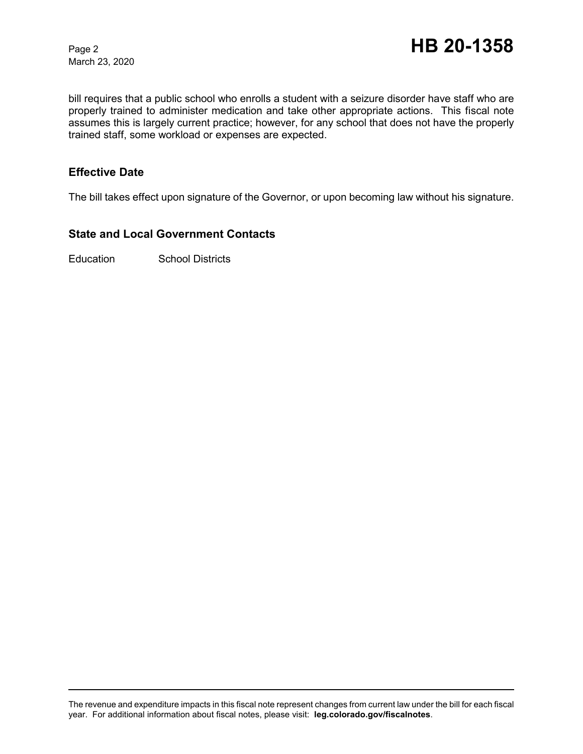bill requires that a public school who enrolls a student with a seizure disorder have staff who are properly trained to administer medication and take other appropriate actions. This fiscal note assumes this is largely current practice; however, for any school that does not have the properly trained staff, some workload or expenses are expected.

## Effective Date

The bill takes effect upon signature of the Governor, or upon becoming law without his signature.

## State and Local Government Contacts

| | |
|---|---|
| Education | School Districts |

The revenue and expenditure impacts in this fiscal note represent changes from current law under the bill for each fiscal year. For additional information about fiscal notes, please visit: **leg.colorado.gov/fiscalnotes**.